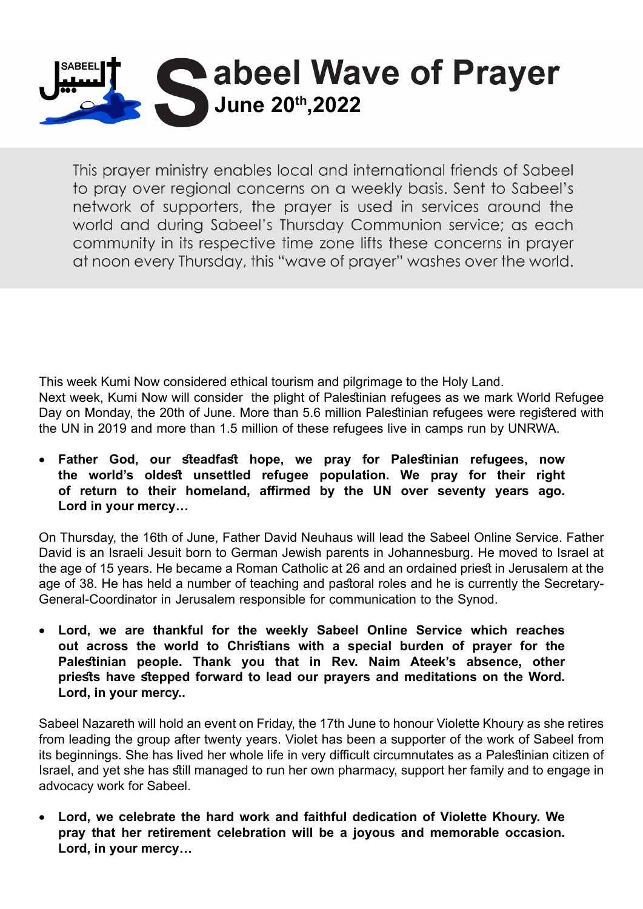# Sabeel Wave of Prayer

**June 20th,2022**

This prayer ministry enables local and international friends of Sabeel to pray over regional concerns on a weekly basis. Sent to Sabeel's network of supporters, the prayer is used in services around the world and during Sabeel's Thursday Communion service; as each community in its respective time zone lifts these concerns in prayer at noon every Thursday, this "wave of prayer" washes over the world.

This week Kumi Now considered ethical tourism and pilgrimage to the Holy Land.
Next week, Kumi Now will consider the plight of Palestinian refugees as we mark World Refugee Day on Monday, the 20th of June. More than 5.6 million Palestinian refugees were registered with the UN in 2019 and more than 1.5 million of these refugees live in camps run by UNRWA.

- **Father God, our steadfast hope, we pray for Palestinian refugees, now the world's oldest unsettled refugee population. We pray for their right of return to their homeland, affirmed by the UN over seventy years ago. Lord in your mercy…**

On Thursday, the 16th of June, Father David Neuhaus will lead the Sabeel Online Service. Father David is an Israeli Jesuit born to German Jewish parents in Johannesburg. He moved to Israel at the age of 15 years. He became a Roman Catholic at 26 and an ordained priest in Jerusalem at the age of 38. He has held a number of teaching and pastoral roles and he is currently the Secretary-General-Coordinator in Jerusalem responsible for communication to the Synod.

- **Lord, we are thankful for the weekly Sabeel Online Service which reaches out across the world to Christians with a special burden of prayer for the Palestinian people. Thank you that in Rev. Naim Ateek's absence, other priests have stepped forward to lead our prayers and meditations on the Word. Lord, in your mercy..**

Sabeel Nazareth will hold an event on Friday, the 17th June to honour Violette Khoury as she retires from leading the group after twenty years. Violet has been a supporter of the work of Sabeel from its beginnings. She has lived her whole life in very difficult circumnutates as a Palestinian citizen of Israel, and yet she has still managed to run her own pharmacy, support her family and to engage in advocacy work for Sabeel.

- **Lord, we celebrate the hard work and faithful dedication of Violette Khoury. We pray that her retirement celebration will be a joyous and memorable occasion. Lord, in your mercy…**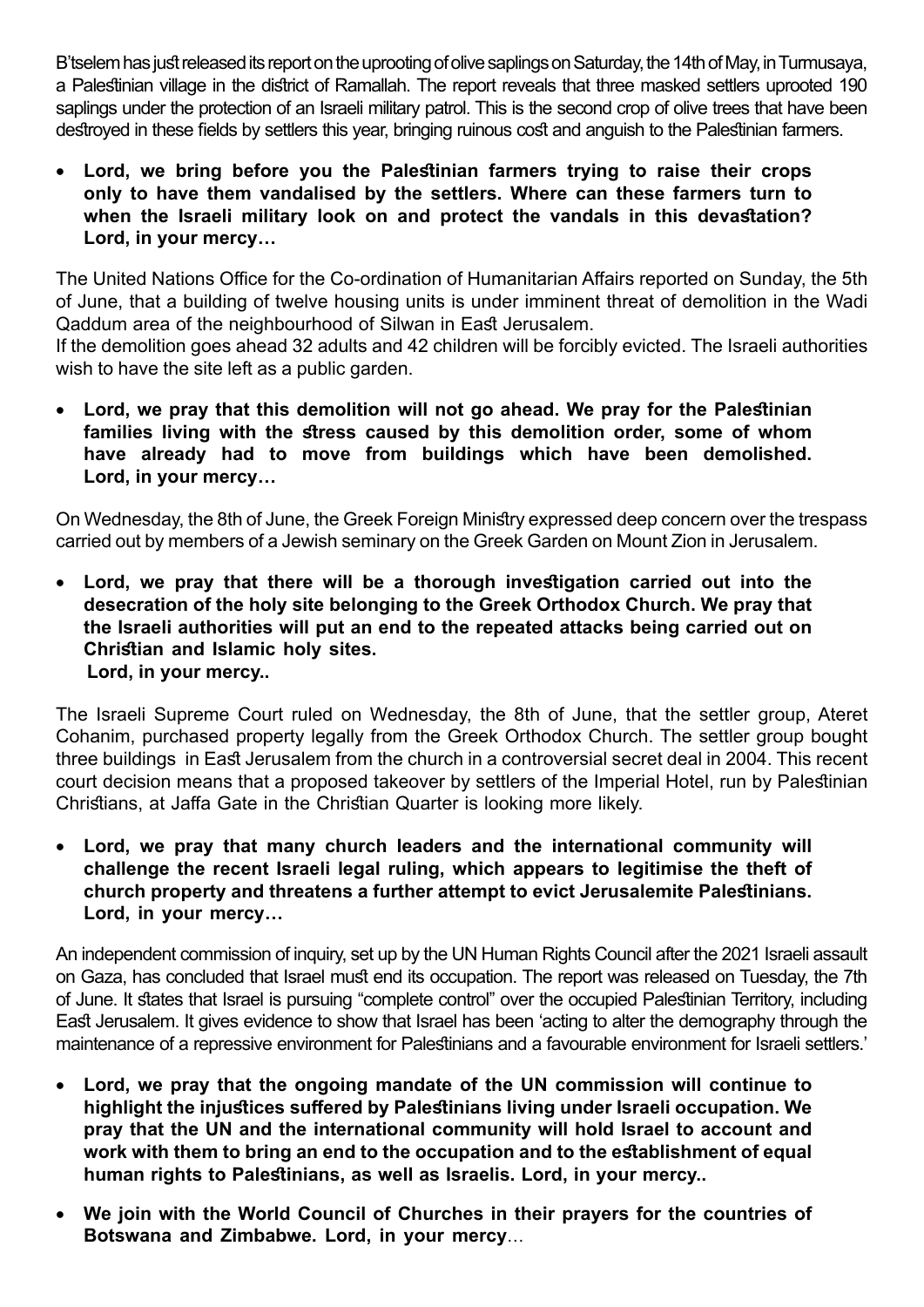B'tselem has just released its report on the uprooting of olive saplings on Saturday, the 14th of May, in Turmusaya, a Palestinian village in the district of Ramallah. The report reveals that three masked settlers uprooted 190 saplings under the protection of an Israeli military patrol. This is the second crop of olive trees that have been destroyed in these fields by settlers this year, bringing ruinous cost and anguish to the Palestinian farmers.

- **Lord, we bring before you the Palestinian farmers trying to raise their crops only to have them vandalised by the settlers. Where can these farmers turn to when the Israeli military look on and protect the vandals in this devastation? Lord, in your mercy…**

The United Nations Office for the Co-ordination of Humanitarian Affairs reported on Sunday, the 5th of June, that a building of twelve housing units is under imminent threat of demolition in the Wadi Qaddum area of the neighbourhood of Silwan in East Jerusalem.

If the demolition goes ahead 32 adults and 42 children will be forcibly evicted. The Israeli authorities wish to have the site left as a public garden.

- **Lord, we pray that this demolition will not go ahead. We pray for the Palestinian families living with the stress caused by this demolition order, some of whom have already had to move from buildings which have been demolished. Lord, in your mercy…**

On Wednesday, the 8th of June, the Greek Foreign Ministry expressed deep concern over the trespass carried out by members of a Jewish seminary on the Greek Garden on Mount Zion in Jerusalem.

- **Lord, we pray that there will be a thorough investigation carried out into the desecration of the holy site belonging to the Greek Orthodox Church. We pray that the Israeli authorities will put an end to the repeated attacks being carried out on Christian and Islamic holy sites.**
  **Lord, in your mercy..**

The Israeli Supreme Court ruled on Wednesday, the 8th of June, that the settler group, Ateret Cohanim, purchased property legally from the Greek Orthodox Church. The settler group bought three buildings in East Jerusalem from the church in a controversial secret deal in 2004. This recent court decision means that a proposed takeover by settlers of the Imperial Hotel, run by Palestinian Christians, at Jaffa Gate in the Christian Quarter is looking more likely.

- **Lord, we pray that many church leaders and the international community will challenge the recent Israeli legal ruling, which appears to legitimise the theft of church property and threatens a further attempt to evict Jerusalemite Palestinians. Lord, in your mercy…**

An independent commission of inquiry, set up by the UN Human Rights Council after the 2021 Israeli assault on Gaza, has concluded that Israel must end its occupation. The report was released on Tuesday, the 7th of June. It states that Israel is pursuing "complete control" over the occupied Palestinian Territory, including East Jerusalem. It gives evidence to show that Israel has been 'acting to alter the demography through the maintenance of a repressive environment for Palestinians and a favourable environment for Israeli settlers.'

- **Lord, we pray that the ongoing mandate of the UN commission will continue to highlight the injustices suffered by Palestinians living under Israeli occupation. We pray that the UN and the international community will hold Israel to account and work with them to bring an end to the occupation and to the establishment of equal human rights to Palestinians, as well as Israelis. Lord, in your mercy..**

- **We join with the World Council of Churches in their prayers for the countries of Botswana and Zimbabwe. Lord, in your mercy**…